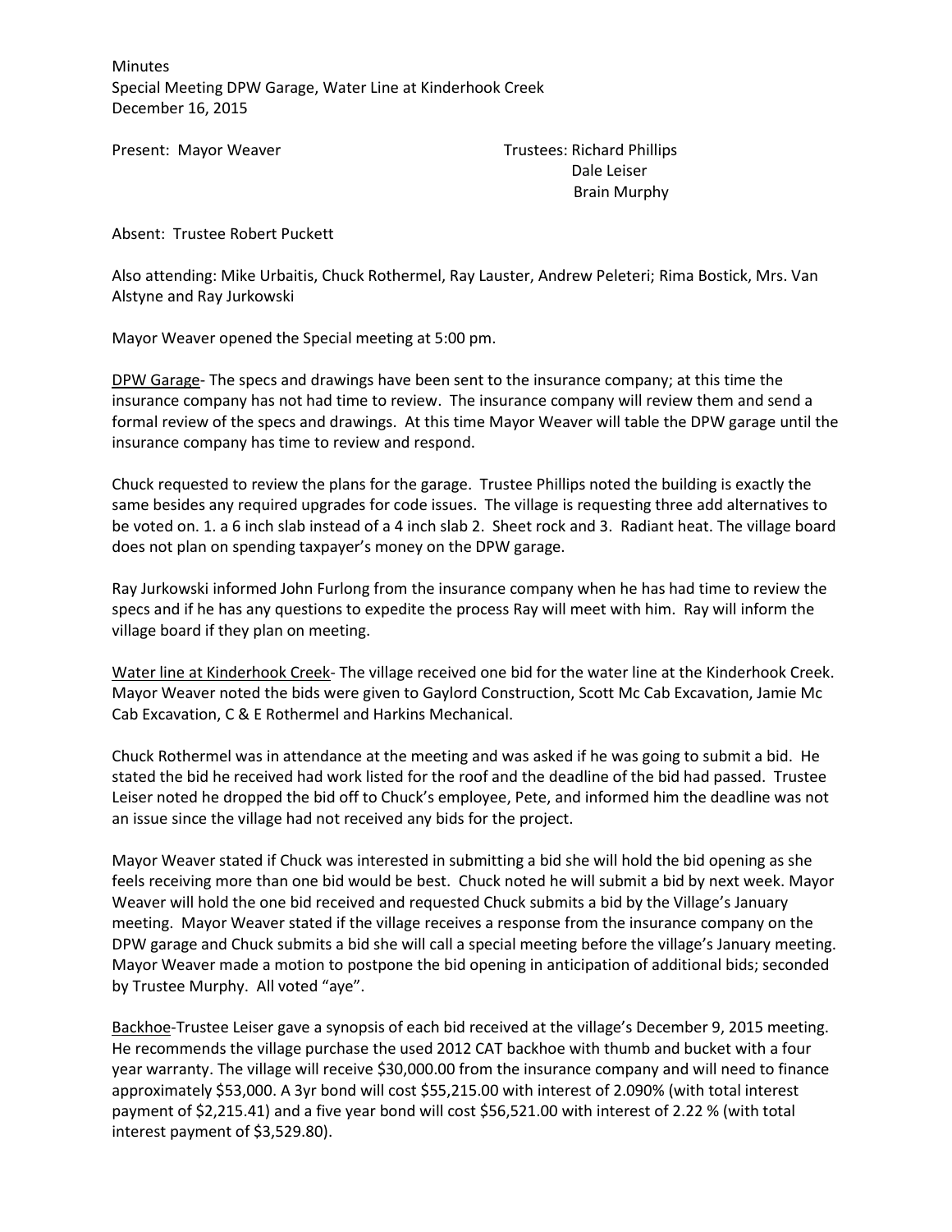Minutes
Special Meeting DPW Garage, Water Line at Kinderhook Creek
December 16, 2015

Present: Mayor Weaver

Trustees: Richard Phillips
Dale Leiser
Brain Murphy

Absent: Trustee Robert Puckett

Also attending: Mike Urbaitis, Chuck Rothermel, Ray Lauster, Andrew Peleteri; Rima Bostick, Mrs. Van Alstyne and Ray Jurkowski

Mayor Weaver opened the Special meeting at 5:00 pm.

<u>DPW Garage</u>- The specs and drawings have been sent to the insurance company; at this time the insurance company has not had time to review. The insurance company will review them and send a formal review of the specs and drawings. At this time Mayor Weaver will table the DPW garage until the insurance company has time to review and respond.

Chuck requested to review the plans for the garage. Trustee Phillips noted the building is exactly the same besides any required upgrades for code issues. The village is requesting three add alternatives to be voted on. 1. a 6 inch slab instead of a 4 inch slab 2. Sheet rock and 3. Radiant heat. The village board does not plan on spending taxpayer's money on the DPW garage.

Ray Jurkowski informed John Furlong from the insurance company when he has had time to review the specs and if he has any questions to expedite the process Ray will meet with him. Ray will inform the village board if they plan on meeting.

<u>Water line at Kinderhook Creek</u>- The village received one bid for the water line at the Kinderhook Creek. Mayor Weaver noted the bids were given to Gaylord Construction, Scott Mc Cab Excavation, Jamie Mc Cab Excavation, C & E Rothermel and Harkins Mechanical.

Chuck Rothermel was in attendance at the meeting and was asked if he was going to submit a bid. He stated the bid he received had work listed for the roof and the deadline of the bid had passed. Trustee Leiser noted he dropped the bid off to Chuck's employee, Pete, and informed him the deadline was not an issue since the village had not received any bids for the project.

Mayor Weaver stated if Chuck was interested in submitting a bid she will hold the bid opening as she feels receiving more than one bid would be best. Chuck noted he will submit a bid by next week. Mayor Weaver will hold the one bid received and requested Chuck submits a bid by the Village's January meeting. Mayor Weaver stated if the village receives a response from the insurance company on the DPW garage and Chuck submits a bid she will call a special meeting before the village's January meeting. Mayor Weaver made a motion to postpone the bid opening in anticipation of additional bids; seconded by Trustee Murphy. All voted "aye".

<u>Backhoe</u>-Trustee Leiser gave a synopsis of each bid received at the village's December 9, 2015 meeting. He recommends the village purchase the used 2012 CAT backhoe with thumb and bucket with a four year warranty. The village will receive $30,000.00 from the insurance company and will need to finance approximately $53,000. A 3yr bond will cost $55,215.00 with interest of 2.090% (with total interest payment of $2,215.41) and a five year bond will cost $56,521.00 with interest of 2.22 % (with total interest payment of $3,529.80).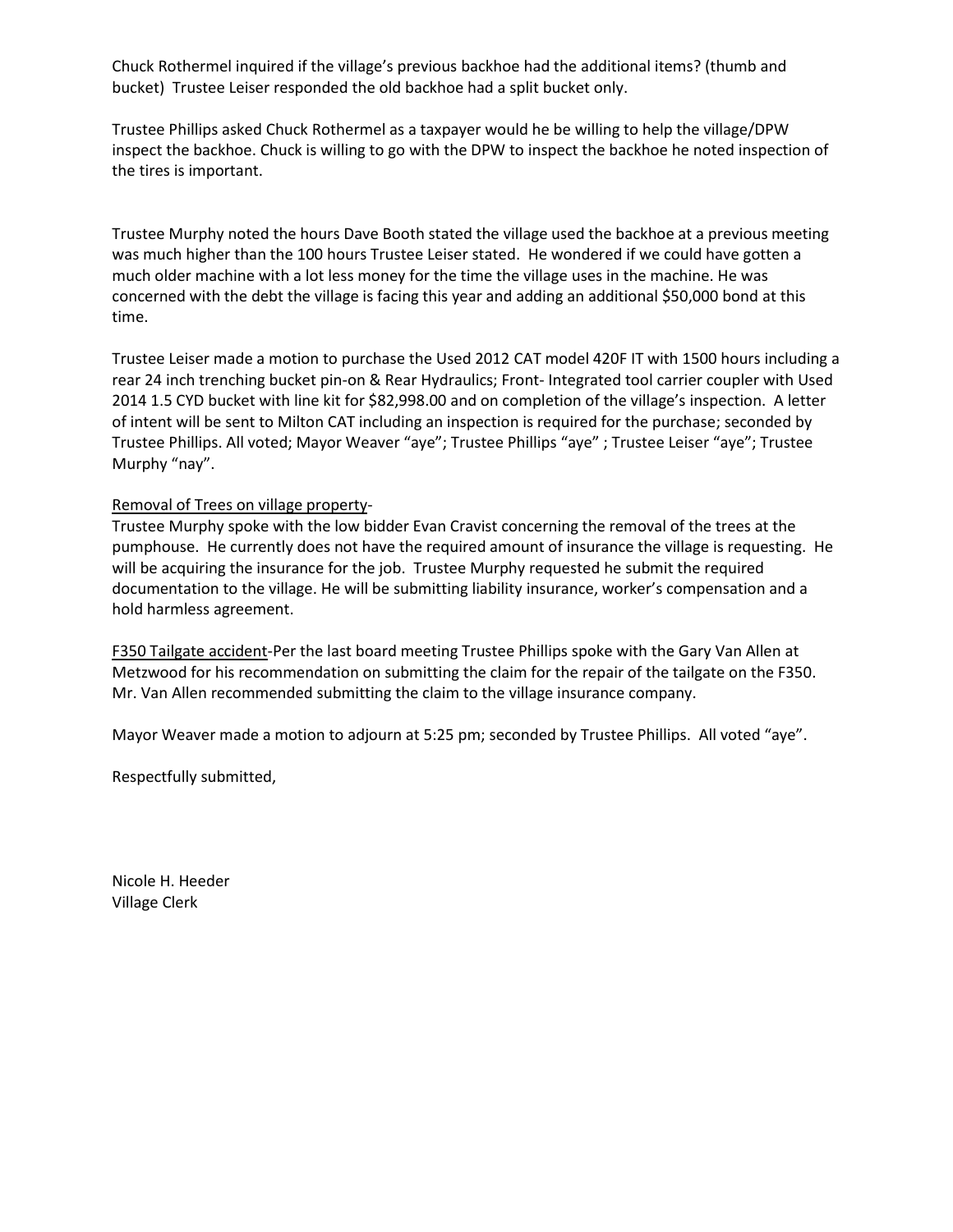Chuck Rothermel inquired if the village's previous backhoe had the additional items? (thumb and bucket) Trustee Leiser responded the old backhoe had a split bucket only.

Trustee Phillips asked Chuck Rothermel as a taxpayer would he be willing to help the village/DPW inspect the backhoe. Chuck is willing to go with the DPW to inspect the backhoe he noted inspection of the tires is important.

Trustee Murphy noted the hours Dave Booth stated the village used the backhoe at a previous meeting was much higher than the 100 hours Trustee Leiser stated. He wondered if we could have gotten a much older machine with a lot less money for the time the village uses in the machine. He was concerned with the debt the village is facing this year and adding an additional $50,000 bond at this time.

Trustee Leiser made a motion to purchase the Used 2012 CAT model 420F IT with 1500 hours including a rear 24 inch trenching bucket pin-on & Rear Hydraulics; Front- Integrated tool carrier coupler with Used 2014 1.5 CYD bucket with line kit for $82,998.00 and on completion of the village's inspection. A letter of intent will be sent to Milton CAT including an inspection is required for the purchase; seconded by Trustee Phillips. All voted; Mayor Weaver "aye"; Trustee Phillips "aye" ; Trustee Leiser "aye"; Trustee Murphy "nay".

<u>Removal of Trees on village property</u>-
Trustee Murphy spoke with the low bidder Evan Cravist concerning the removal of the trees at the pumphouse. He currently does not have the required amount of insurance the village is requesting. He will be acquiring the insurance for the job. Trustee Murphy requested he submit the required documentation to the village. He will be submitting liability insurance, worker's compensation and a hold harmless agreement.

<u>F350 Tailgate accident</u>-Per the last board meeting Trustee Phillips spoke with the Gary Van Allen at Metzwood for his recommendation on submitting the claim for the repair of the tailgate on the F350. Mr. Van Allen recommended submitting the claim to the village insurance company.

Mayor Weaver made a motion to adjourn at 5:25 pm; seconded by Trustee Phillips. All voted "aye".

Respectfully submitted,

Nicole H. Heeder
Village Clerk